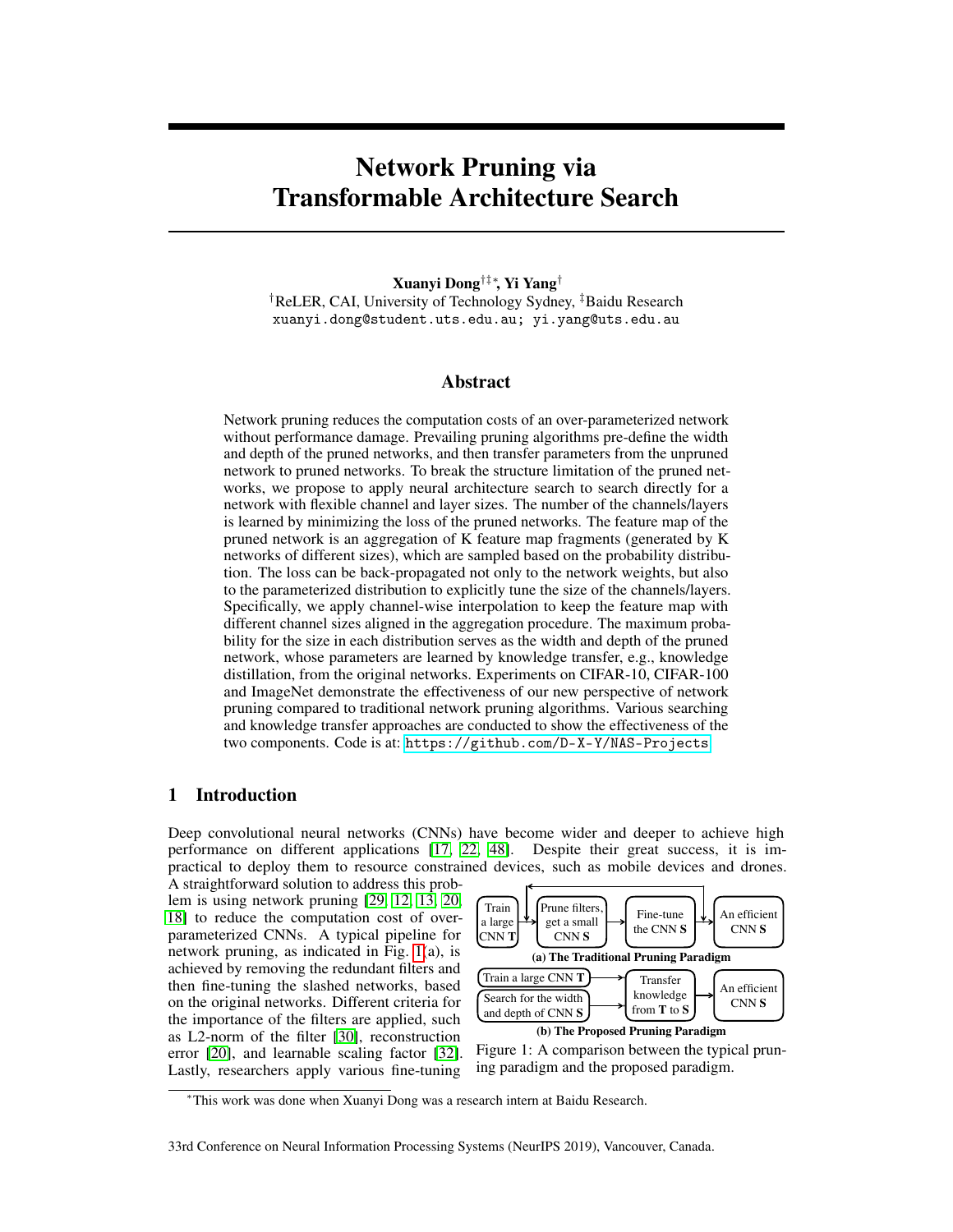# Network Pruning via Transformable Architecture Search

**Xuanyi Dong**[†‡*], **Yi Yang**[†]

[†]ReLER, CAI, University of Technology Sydney, [‡]Baidu Research

xuanyi.dong@student.uts.edu.au; yi.yang@uts.edu.au

## Abstract

Network pruning reduces the computation costs of an over-parameterized network without performance damage. Prevailing pruning algorithms pre-define the width and depth of the pruned networks, and then transfer parameters from the unpruned network to pruned networks. To break the structure limitation of the pruned networks, we propose to apply neural architecture search to search directly for a network with flexible channel and layer sizes. The number of the channels/layers is learned by minimizing the loss of the pruned networks. The feature map of the pruned network is an aggregation of K feature map fragments (generated by K networks of different sizes), which are sampled based on the probability distribution. The loss can be back-propagated not only to the network weights, but also to the parameterized distribution to explicitly tune the size of the channels/layers. Specifically, we apply channel-wise interpolation to keep the feature map with different channel sizes aligned in the aggregation procedure. The maximum probability for the size in each distribution serves as the width and depth of the pruned network, whose parameters are learned by knowledge transfer, e.g., knowledge distillation, from the original networks. Experiments on CIFAR-10, CIFAR-100 and ImageNet demonstrate the effectiveness of our new perspective of network pruning compared to traditional network pruning algorithms. Various searching and knowledge transfer approaches are conducted to show the effectiveness of the two components. Code is at: https://github.com/D-X-Y/NAS-Projects

## 1 Introduction

Deep convolutional neural networks (CNNs) have become wider and deeper to achieve high performance on different applications [17, 22, 48]. Despite their great success, it is impractical to deploy them to resource constrained devices, such as mobile devices and drones. A straightforward solution to address this problem is using network pruning [29, 12, 13, 20, 18] to reduce the computation cost of over-parameterized CNNs. A typical pipeline for network pruning, as indicated in Fig. 1(a), is achieved by removing the redundant filters and then fine-tuning the slashed networks, based on the original networks. Different criteria for the importance of the filters are applied, such as L2-norm of the filter [30], reconstruction error [20], and learnable scaling factor [32]. Lastly, researchers apply various fine-tuning

Train a large CNN **T**
Prune filters, get a small CNN **S**
Fine-tune the CNN **S**
An efficient CNN **S**

**(a) The Traditional Pruning Paradigm**

Train a large CNN **T**
Search for the width and depth of CNN **S**
Transfer knowledge from **T** to **S**
An efficient CNN **S**

**(b) The Proposed Pruning Paradigm**

Figure 1: A comparison between the typical pruning paradigm and the proposed paradigm.

*This work was done when Xuanyi Dong was a research intern at Baidu Research.

33rd Conference on Neural Information Processing Systems (NeurIPS 2019), Vancouver, Canada.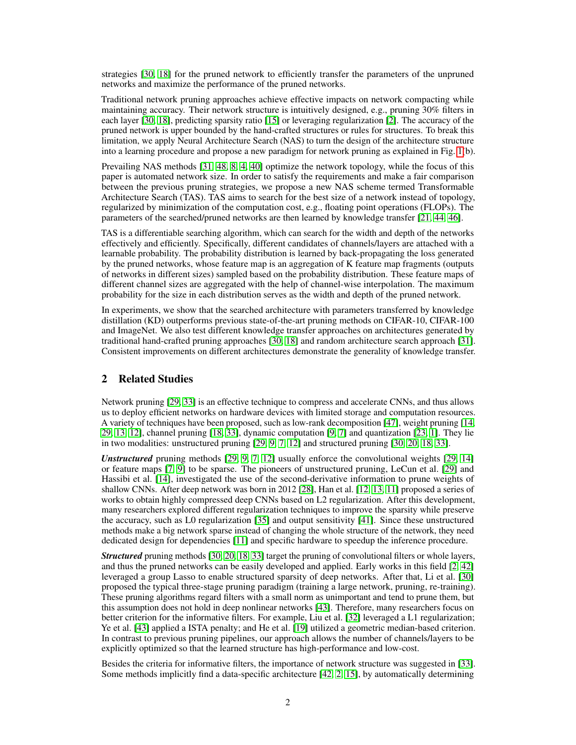strategies [30, 18] for the pruned network to efficiently transfer the parameters of the unpruned networks and maximize the performance of the pruned networks.

Traditional network pruning approaches achieve effective impacts on network compacting while maintaining accuracy. Their network structure is intuitively designed, e.g., pruning 30% filters in each layer [30, 18], predicting sparsity ratio [15] or leveraging regularization [2]. The accuracy of the pruned network is upper bounded by the hand-crafted structures or rules for structures. To break this limitation, we apply Neural Architecture Search (NAS) to turn the design of the architecture structure into a learning procedure and propose a new paradigm for network pruning as explained in Fig. 1(b).

Prevailing NAS methods [31, 48, 8, 4, 40] optimize the network topology, while the focus of this paper is automated network size. In order to satisfy the requirements and make a fair comparison between the previous pruning strategies, we propose a new NAS scheme termed Transformable Architecture Search (TAS). TAS aims to search for the best size of a network instead of topology, regularized by minimization of the computation cost, e.g., floating point operations (FLOPs). The parameters of the searched/pruned networks are then learned by knowledge transfer [21, 44, 46].

TAS is a differentiable searching algorithm, which can search for the width and depth of the networks effectively and efficiently. Specifically, different candidates of channels/layers are attached with a learnable probability. The probability distribution is learned by back-propagating the loss generated by the pruned networks, whose feature map is an aggregation of K feature map fragments (outputs of networks in different sizes) sampled based on the probability distribution. These feature maps of different channel sizes are aggregated with the help of channel-wise interpolation. The maximum probability for the size in each distribution serves as the width and depth of the pruned network.

In experiments, we show that the searched architecture with parameters transferred by knowledge distillation (KD) outperforms previous state-of-the-art pruning methods on CIFAR-10, CIFAR-100 and ImageNet. We also test different knowledge transfer approaches on architectures generated by traditional hand-crafted pruning approaches [30, 18] and random architecture search approach [31]. Consistent improvements on different architectures demonstrate the generality of knowledge transfer.

## 2 Related Studies

Network pruning [29, 33] is an effective technique to compress and accelerate CNNs, and thus allows us to deploy efficient networks on hardware devices with limited storage and computation resources. A variety of techniques have been proposed, such as low-rank decomposition [47], weight pruning [14, 29, 13, 12], channel pruning [18, 33], dynamic computation [9, 7] and quantization [23, 1]. They lie in two modalities: unstructured pruning [29, 9, 7, 12] and structured pruning [30, 20, 18, 33].

***Unstructured*** pruning methods [29, 9, 7, 12] usually enforce the convolutional weights [29, 14] or feature maps [7, 9] to be sparse. The pioneers of unstructured pruning, LeCun et al. [29] and Hassibi et al. [14], investigated the use of the second-derivative information to prune weights of shallow CNNs. After deep network was born in 2012 [28], Han et al. [12, 13, 11] proposed a series of works to obtain highly compressed deep CNNs based on L2 regularization. After this development, many researchers explored different regularization techniques to improve the sparsity while preserve the accuracy, such as L0 regularization [35] and output sensitivity [41]. Since these unstructured methods make a big network sparse instead of changing the whole structure of the network, they need dedicated design for dependencies [11] and specific hardware to speedup the inference procedure.

***Structured*** pruning methods [30, 20, 18, 33] target the pruning of convolutional filters or whole layers, and thus the pruned networks can be easily developed and applied. Early works in this field [2, 42] leveraged a group Lasso to enable structured sparsity of deep networks. After that, Li et al. [30] proposed the typical three-stage pruning paradigm (training a large network, pruning, re-training). These pruning algorithms regard filters with a small norm as unimportant and tend to prune them, but this assumption does not hold in deep nonlinear networks [43]. Therefore, many researchers focus on better criterion for the informative filters. For example, Liu et al. [32] leveraged a L1 regularization; Ye et al. [43] applied a ISTA penalty; and He et al. [19] utilized a geometric median-based criterion. In contrast to previous pruning pipelines, our approach allows the number of channels/layers to be explicitly optimized so that the learned structure has high-performance and low-cost.

Besides the criteria for informative filters, the importance of network structure was suggested in [33]. Some methods implicitly find a data-specific architecture [42, 2, 15], by automatically determining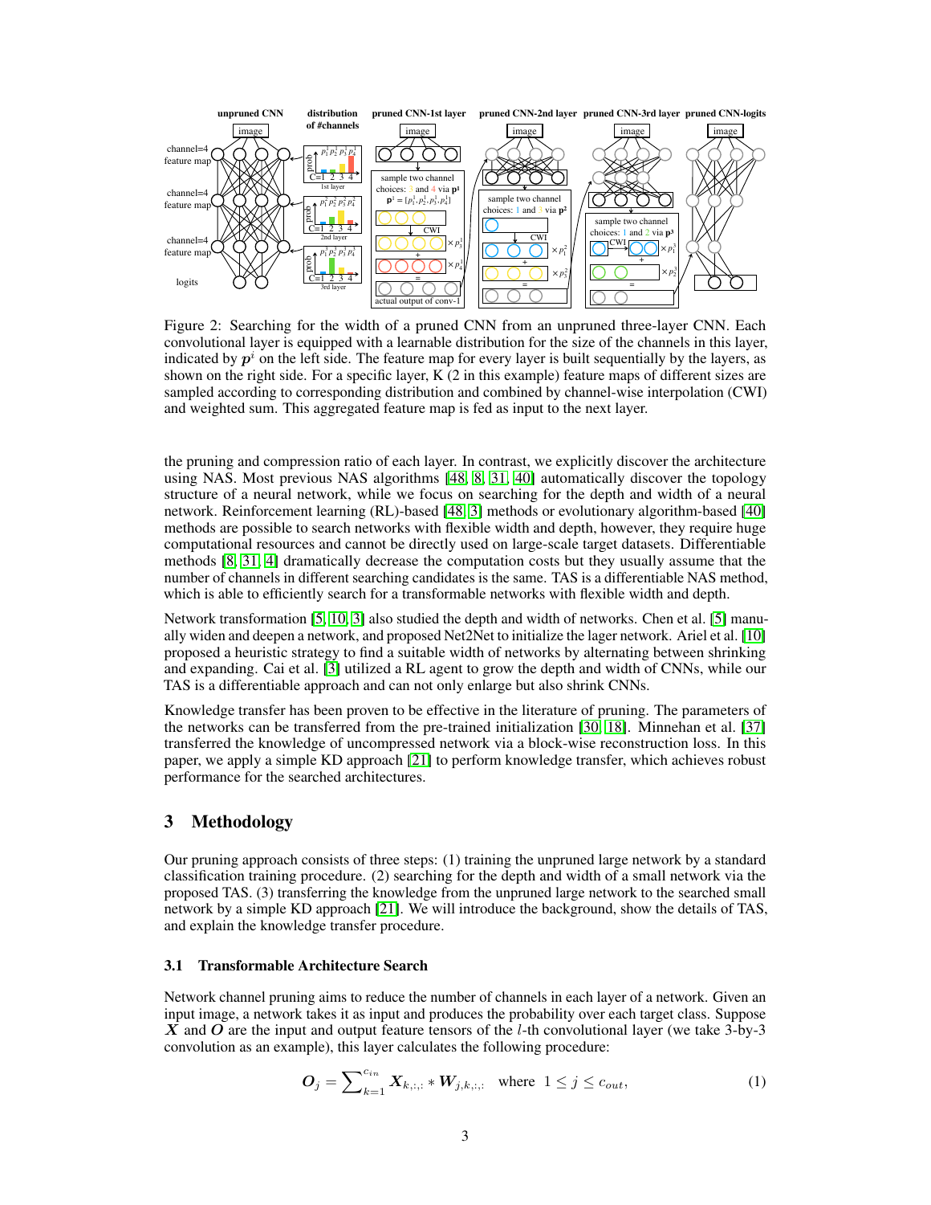unpruned CNN

distribution of #channels

pruned CNN-1st layer

pruned CNN-2nd layer

pruned CNN-3rd layer

pruned CNN-logits

image

channel=4 feature map

channel=4 feature map

channel=4 feature map

logits

prob

C=1 2 3 4

1st layer

2nd layer

3rd layer

sample two channel choices: 3 and 4 via $\mathbf{p}^1$

$\mathbf{p}^1 = [p_1^1, p_2^1, p_3^1, p_4^1]$

CWI

actual output of conv-1

sample two channel choices: 1 and 3 via $\mathbf{p}^2$

sample two channel choices: 1 and 2 via $\mathbf{p}^3$

Figure 2: Searching for the width of a pruned CNN from an unpruned three-layer CNN. Each convolutional layer is equipped with a learnable distribution for the size of the channels in this layer, indicated by $\boldsymbol{p}^i$ on the left side. The feature map for every layer is built sequentially by the layers, as shown on the right side. For a specific layer, K (2 in this example) feature maps of different sizes are sampled according to corresponding distribution and combined by channel-wise interpolation (CWI) and weighted sum. This aggregated feature map is fed as input to the next layer.

the pruning and compression ratio of each layer. In contrast, we explicitly discover the architecture using NAS. Most previous NAS algorithms [48, 8, 31, 40] automatically discover the topology structure of a neural network, while we focus on searching for the depth and width of a neural network. Reinforcement learning (RL)-based [48, 3] methods or evolutionary algorithm-based [40] methods are possible to search networks with flexible width and depth, however, they require huge computational resources and cannot be directly used on large-scale target datasets. Differentiable methods [8, 31, 4] dramatically decrease the computation costs but they usually assume that the number of channels in different searching candidates is the same. TAS is a differentiable NAS method, which is able to efficiently search for a transformable networks with flexible width and depth.

Network transformation [5, 10, 3] also studied the depth and width of networks. Chen et al. [5] manually widen and deepen a network, and proposed Net2Net to initialize the lager network. Ariel et al. [10] proposed a heuristic strategy to find a suitable width of networks by alternating between shrinking and expanding. Cai et al. [3] utilized a RL agent to grow the depth and width of CNNs, while our TAS is a differentiable approach and can not only enlarge but also shrink CNNs.

Knowledge transfer has been proven to be effective in the literature of pruning. The parameters of the networks can be transferred from the pre-trained initialization [30, 18]. Minnehan et al. [37] transferred the knowledge of uncompressed network via a block-wise reconstruction loss. In this paper, we apply a simple KD approach [21] to perform knowledge transfer, which achieves robust performance for the searched architectures.

## 3 Methodology

Our pruning approach consists of three steps: (1) training the unpruned large network by a standard classification training procedure. (2) searching for the depth and width of a small network via the proposed TAS. (3) transferring the knowledge from the unpruned large network to the searched small network by a simple KD approach [21]. We will introduce the background, show the details of TAS, and explain the knowledge transfer procedure.

### 3.1 Transformable Architecture Search

Network channel pruning aims to reduce the number of channels in each layer of a network. Given an input image, a network takes it as input and produces the probability over each target class. Suppose $\boldsymbol{X}$ and $\boldsymbol{O}$ are the input and output feature tensors of the $l$-th convolutional layer (we take 3-by-3 convolution as an example), this layer calculates the following procedure:

$$\boldsymbol{O}_j = \sum\nolimits_{k=1}^{c_{in}} \boldsymbol{X}_{k,:,:} * \boldsymbol{W}_{j,k,:,:} \quad \text{where} \;\; 1 \leq j \leq c_{out}, \tag{1}$$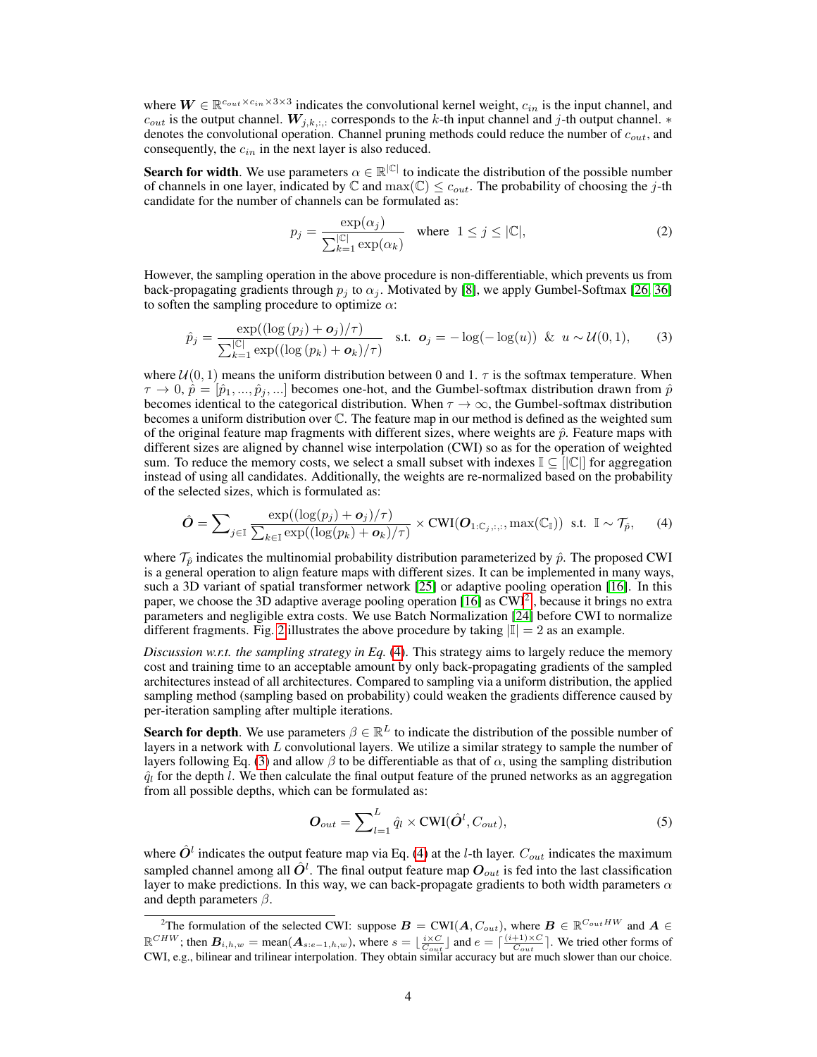where $\boldsymbol{W} \in \mathbb{R}^{c_{out} \times c_{in} \times 3 \times 3}$ indicates the convolutional kernel weight, $c_{in}$ is the input channel, and $c_{out}$ is the output channel. $\boldsymbol{W}_{j,k,:,:}$ corresponds to the $k$-th input channel and $j$-th output channel. $*$ denotes the convolutional operation. Channel pruning methods could reduce the number of $c_{out}$, and consequently, the $c_{in}$ in the next layer is also reduced.

**Search for width**. We use parameters $\alpha \in \mathbb{R}^{|\mathbb{C}|}$ to indicate the distribution of the possible number of channels in one layer, indicated by $\mathbb{C}$ and $\max(\mathbb{C}) \leq c_{out}$. The probability of choosing the $j$-th candidate for the number of channels can be formulated as:

$$p_j = \frac{\exp(\alpha_j)}{\sum_{k=1}^{|\mathbb{C}|} \exp(\alpha_k)} \quad \text{where} \quad 1 \leq j \leq |\mathbb{C}|, \tag{2}$$

However, the sampling operation in the above procedure is non-differentiable, which prevents us from back-propagating gradients through $p_j$ to $\alpha_j$. Motivated by [8], we apply Gumbel-Softmax [26, 36] to soften the sampling procedure to optimize $\alpha$:

$$\hat{p}_j = \frac{\exp((\log(p_j) + \boldsymbol{o}_j)/\tau)}{\sum_{k=1}^{|\mathbb{C}|} \exp((\log(p_k) + \boldsymbol{o}_k)/\tau)} \quad \text{s.t.} \quad \boldsymbol{o}_j = -\log(-\log(u)) \;\; \& \;\; u \sim \mathcal{U}(0,1), \tag{3}$$

where $\mathcal{U}(0,1)$ means the uniform distribution between 0 and 1. $\tau$ is the softmax temperature. When $\tau \to 0$, $\hat{p} = [\hat{p}_1, ..., \hat{p}_j, ...]$ becomes one-hot, and the Gumbel-softmax distribution drawn from $\hat{p}$ becomes identical to the categorical distribution. When $\tau \to \infty$, the Gumbel-softmax distribution becomes a uniform distribution over $\mathbb{C}$. The feature map in our method is defined as the weighted sum of the original feature map fragments with different sizes, where weights are $\hat{p}$. Feature maps with different sizes are aligned by channel wise interpolation (CWI) so as for the operation of weighted sum. To reduce the memory costs, we select a small subset with indexes $\mathbb{I} \subseteq [|\mathbb{C}|]$ for aggregation instead of using all candidates. Additionally, the weights are re-normalized based on the probability of the selected sizes, which is formulated as:

$$\hat{\boldsymbol{O}} = \sum_{j \in \mathbb{I}} \frac{\exp((\log(p_j) + \boldsymbol{o}_j)/\tau)}{\sum_{k \in \mathbb{I}} \exp((\log(p_k) + \boldsymbol{o}_k)/\tau)} \times \text{CWI}(\boldsymbol{O}_{1:\mathbb{C}_j,:,:}, \max(\mathbb{C}_{\mathbb{I}})) \;\; \text{s.t.} \;\; \mathbb{I} \sim \mathcal{T}_{\hat{p}}, \tag{4}$$

where $\mathcal{T}_{\hat{p}}$ indicates the multinomial probability distribution parameterized by $\hat{p}$. The proposed CWI is a general operation to align feature maps with different sizes. It can be implemented in many ways, such a 3D variant of spatial transformer network [25] or adaptive pooling operation [16]. In this paper, we choose the 3D adaptive average pooling operation [16] as CWI[2], because it brings no extra parameters and negligible extra costs. We use Batch Normalization [24] before CWI to normalize different fragments. Fig. 2 illustrates the above procedure by taking $|\mathbb{I}| = 2$ as an example.

*Discussion w.r.t. the sampling strategy in Eq.* (4). This strategy aims to largely reduce the memory cost and training time to an acceptable amount by only back-propagating gradients of the sampled architectures instead of all architectures. Compared to sampling via a uniform distribution, the applied sampling method (sampling based on probability) could weaken the gradients difference caused by per-iteration sampling after multiple iterations.

**Search for depth**. We use parameters $\beta \in \mathbb{R}^L$ to indicate the distribution of the possible number of layers in a network with $L$ convolutional layers. We utilize a similar strategy to sample the number of layers following Eq. (3) and allow $\beta$ to be differentiable as that of $\alpha$, using the sampling distribution $\hat{q}_l$ for the depth $l$. We then calculate the final output feature of the pruned networks as an aggregation from all possible depths, which can be formulated as:

$$\boldsymbol{O}_{out} = \sum_{l=1}^{L} \hat{q}_l \times \text{CWI}(\hat{\boldsymbol{O}}^l, C_{out}), \tag{5}$$

where $\hat{\boldsymbol{O}}^l$ indicates the output feature map via Eq. (4) at the $l$-th layer. $C_{out}$ indicates the maximum sampled channel among all $\hat{\boldsymbol{O}}^l$. The final output feature map $\boldsymbol{O}_{out}$ is fed into the last classification layer to make predictions. In this way, we can back-propagate gradients to both width parameters $\alpha$ and depth parameters $\beta$.

---

[2] The formulation of the selected CWI: suppose $\boldsymbol{B} = \text{CWI}(\boldsymbol{A}, C_{out})$, where $\boldsymbol{B} \in \mathbb{R}^{C_{out}HW}$ and $\boldsymbol{A} \in \mathbb{R}^{CHW}$; then $\boldsymbol{B}_{i,h,w} = \text{mean}(\boldsymbol{A}_{s:e-1,h,w})$, where $s = \lfloor \frac{i \times C}{C_{out}} \rfloor$ and $e = \lceil \frac{(i+1) \times C}{C_{out}} \rceil$. We tried other forms of CWI, e.g., bilinear and trilinear interpolation. They obtain similar accuracy but are much slower than our choice.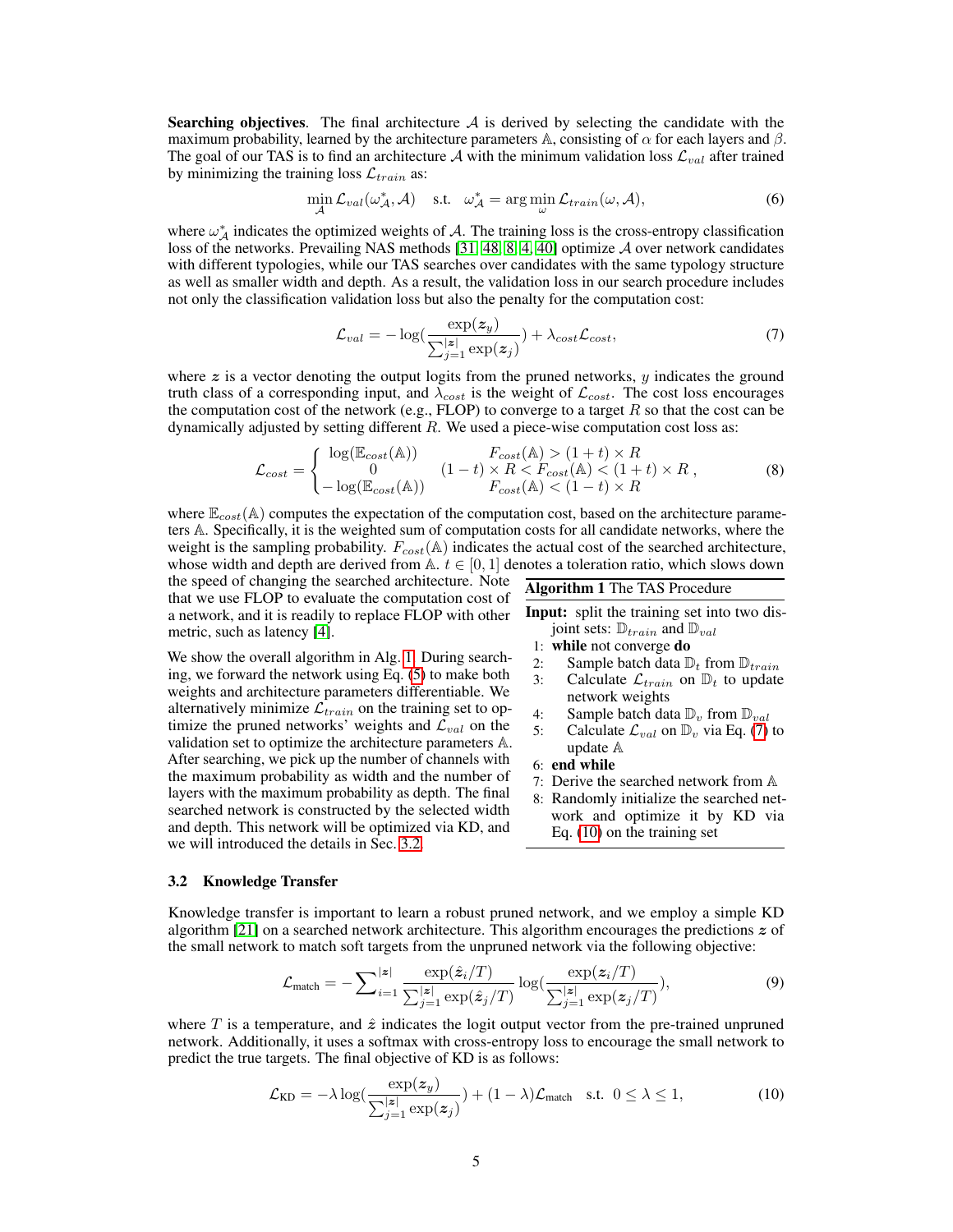**Searching objectives**. The final architecture $\mathcal{A}$ is derived by selecting the candidate with the maximum probability, learned by the architecture parameters $\mathbb{A}$, consisting of $\alpha$ for each layers and $\beta$. The goal of our TAS is to find an architecture $\mathcal{A}$ with the minimum validation loss $\mathcal{L}_{val}$ after trained by minimizing the training loss $\mathcal{L}_{train}$ as:

$$\min_{\mathcal{A}} \mathcal{L}_{val}(\omega^*_{\mathcal{A}}, \mathcal{A}) \quad \text{s.t.} \quad \omega^*_{\mathcal{A}} = \arg\min_{\omega} \mathcal{L}_{train}(\omega, \mathcal{A}), \tag{6}$$

where $\omega^*_{\mathcal{A}}$ indicates the optimized weights of $\mathcal{A}$. The training loss is the cross-entropy classification loss of the networks. Prevailing NAS methods [31, 48, 8, 4, 40] optimize $\mathcal{A}$ over network candidates with different typologies, while our TAS searches over candidates with the same typology structure as well as smaller width and depth. As a result, the validation loss in our search procedure includes not only the classification validation loss but also the penalty for the computation cost:

$$\mathcal{L}_{val} = -\log\left(\frac{\exp(\boldsymbol{z}_y)}{\sum_{j=1}^{|\boldsymbol{z}|}\exp(\boldsymbol{z}_j)}\right) + \lambda_{cost}\mathcal{L}_{cost}, \tag{7}$$

where $\boldsymbol{z}$ is a vector denoting the output logits from the pruned networks, $y$ indicates the ground truth class of a corresponding input, and $\lambda_{cost}$ is the weight of $\mathcal{L}_{cost}$. The cost loss encourages the computation cost of the network (e.g., FLOP) to converge to a target $R$ so that the cost can be dynamically adjusted by setting different $R$. We used a piece-wise computation cost loss as:

$$\mathcal{L}_{cost} = \begin{cases} \log(\mathbb{E}_{cost}(\mathbb{A})) & F_{cost}(\mathbb{A}) > (1+t)\times R \\ 0 & (1-t)\times R < F_{cost}(\mathbb{A}) < (1+t)\times R \\ -\log(\mathbb{E}_{cost}(\mathbb{A})) & F_{cost}(\mathbb{A}) < (1-t)\times R \end{cases}, \tag{8}$$

where $\mathbb{E}_{cost}(\mathbb{A})$ computes the expectation of the computation cost, based on the architecture parameters $\mathbb{A}$. Specifically, it is the weighted sum of computation costs for all candidate networks, where the weight is the sampling probability. $F_{cost}(\mathbb{A})$ indicates the actual cost of the searched architecture, whose width and depth are derived from $\mathbb{A}$. $t \in [0, 1]$ denotes a toleration ratio, which slows down the speed of changing the searched architecture. Note that we use FLOP to evaluate the computation cost of a network, and it is readily to replace FLOP with other metric, such as latency [4].

We show the overall algorithm in Alg. 1. During searching, we forward the network using Eq. (5) to make both weights and architecture parameters differentiable. We alternatively minimize $\mathcal{L}_{train}$ on the training set to optimize the pruned networks' weights and $\mathcal{L}_{val}$ on the validation set to optimize the architecture parameters $\mathbb{A}$. After searching, we pick up the number of channels with the maximum probability as width and the number of layers with the maximum probability as depth. The final searched network is constructed by the selected width and depth. This network will be optimized via KD, and we will introduced the details in Sec. 3.2.

**Algorithm 1** The TAS Procedure

**Input:** split the training set into two disjoint sets: $\mathbb{D}_{train}$ and $\mathbb{D}_{val}$

1: **while** not converge **do**
2: Sample batch data $\mathbb{D}_t$ from $\mathbb{D}_{train}$
3: Calculate $\mathcal{L}_{train}$ on $\mathbb{D}_t$ to update network weights
4: Sample batch data $\mathbb{D}_v$ from $\mathbb{D}_{val}$
5: Calculate $\mathcal{L}_{val}$ on $\mathbb{D}_v$ via Eq. (7) to update $\mathbb{A}$
6: **end while**
7: Derive the searched network from $\mathbb{A}$
8: Randomly initialize the searched network and optimize it by KD via Eq. (10) on the training set

### 3.2 Knowledge Transfer

Knowledge transfer is important to learn a robust pruned network, and we employ a simple KD algorithm [21] on a searched network architecture. This algorithm encourages the predictions $\boldsymbol{z}$ of the small network to match soft targets from the unpruned network via the following objective:

$$\mathcal{L}_{\text{match}} = -\sum_{i=1}^{|\boldsymbol{z}|} \frac{\exp(\hat{\boldsymbol{z}}_i/T)}{\sum_{j=1}^{|\boldsymbol{z}|}\exp(\hat{\boldsymbol{z}}_j/T)} \log\left(\frac{\exp(\boldsymbol{z}_i/T)}{\sum_{j=1}^{|\boldsymbol{z}|}\exp(\boldsymbol{z}_j/T)}\right), \tag{9}$$

where $T$ is a temperature, and $\hat{\boldsymbol{z}}$ indicates the logit output vector from the pre-trained unpruned network. Additionally, it uses a softmax with cross-entropy loss to encourage the small network to predict the true targets. The final objective of KD is as follows:

$$\mathcal{L}_{\text{KD}} = -\lambda\log\left(\frac{\exp(\boldsymbol{z}_y)}{\sum_{j=1}^{|\boldsymbol{z}|}\exp(\boldsymbol{z}_j)}\right) + (1-\lambda)\mathcal{L}_{\text{match}} \quad \text{s.t.} \;\; 0 \le \lambda \le 1, \tag{10}$$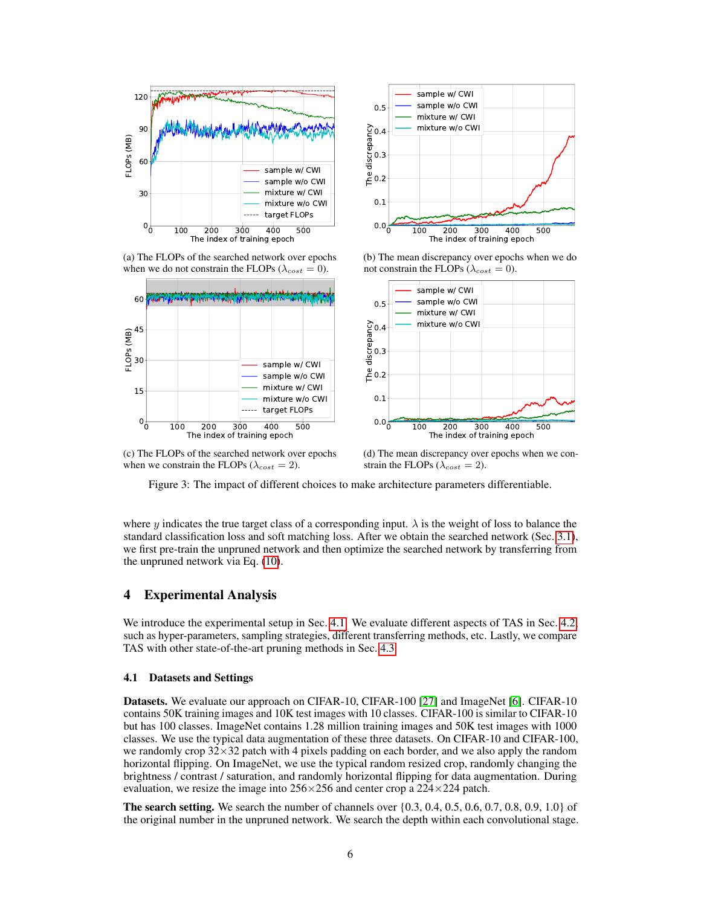FLOPs (MB)
120
90
60
30
0
0 100 200 300 400 500
The index of training epoch
sample w/ CWI
sample w/o CWI
mixture w/ CWI
mixture w/o CWI
target FLOPs

(a) The FLOPs of the searched network over epochs when we do not constrain the FLOPs ($\lambda_{cost} = 0$).

The discrepancy
0.5
0.4
0.3
0.2
0.1
0.0
0 100 200 300 400 500
The index of training epoch
sample w/ CWI
sample w/o CWI
mixture w/ CWI
mixture w/o CWI

(b) The mean discrepancy over epochs when we do not constrain the FLOPs ($\lambda_{cost} = 0$).

FLOPs (MB)
60
45
30
15
0
0 100 200 300 400 500
The index of training epoch
sample w/ CWI
sample w/o CWI
mixture w/ CWI
mixture w/o CWI
target FLOPs

(c) The FLOPs of the searched network over epochs when we constrain the FLOPs ($\lambda_{cost} = 2$).

The discrepancy
0.5
0.4
0.3
0.2
0.1
0.0
0 100 200 300 400 500
The index of training epoch
sample w/ CWI
sample w/o CWI
mixture w/ CWI
mixture w/o CWI

(d) The mean discrepancy over epochs when we constrain the FLOPs ($\lambda_{cost} = 2$).

Figure 3: The impact of different choices to make architecture parameters differentiable.

where $y$ indicates the true target class of a corresponding input. $\lambda$ is the weight of loss to balance the standard classification loss and soft matching loss. After we obtain the searched network (Sec. 3.1), we first pre-train the unpruned network and then optimize the searched network by transferring from the unpruned network via Eq. (10).

# 4 Experimental Analysis

We introduce the experimental setup in Sec. 4.1. We evaluate different aspects of TAS in Sec. 4.2, such as hyper-parameters, sampling strategies, different transferring methods, etc. Lastly, we compare TAS with other state-of-the-art pruning methods in Sec. 4.3.

## 4.1 Datasets and Settings

**Datasets.** We evaluate our approach on CIFAR-10, CIFAR-100 [27] and ImageNet [6]. CIFAR-10 contains 50K training images and 10K test images with 10 classes. CIFAR-100 is similar to CIFAR-10 but has 100 classes. ImageNet contains 1.28 million training images and 50K test images with 1000 classes. We use the typical data augmentation of these three datasets. On CIFAR-10 and CIFAR-100, we randomly crop $32\times32$ patch with 4 pixels padding on each border, and we also apply the random horizontal flipping. On ImageNet, we use the typical random resized crop, randomly changing the brightness / contrast / saturation, and randomly horizontal flipping for data augmentation. During evaluation, we resize the image into $256\times256$ and center crop a $224\times224$ patch.

**The search setting.** We search the number of channels over $\{0.3, 0.4, 0.5, 0.6, 0.7, 0.8, 0.9, 1.0\}$ of the original number in the unpruned network. We search the depth within each convolutional stage.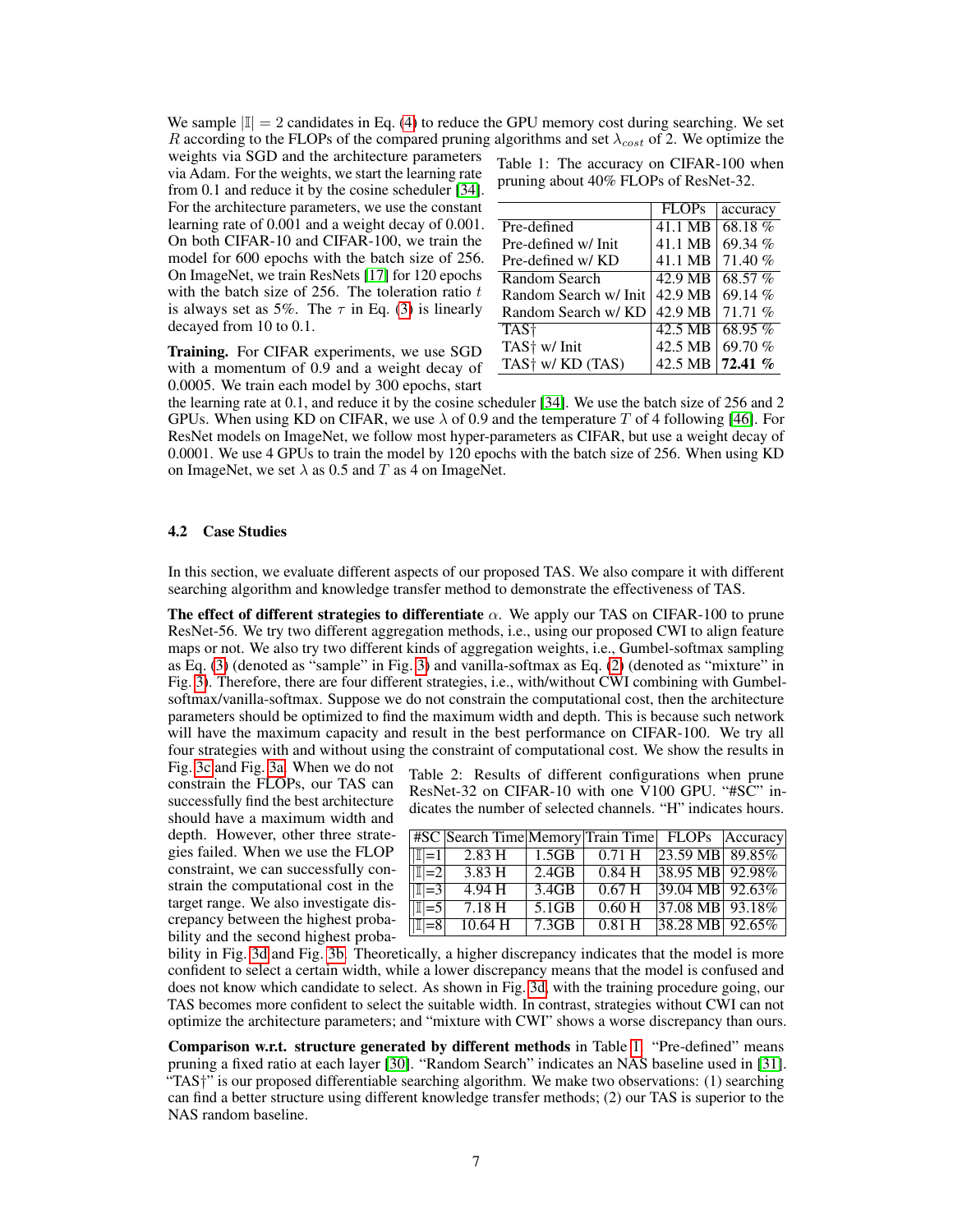We sample $|\mathbb{I}| = 2$ candidates in Eq. (4) to reduce the GPU memory cost during searching. We set $R$ according to the FLOPs of the compared pruning algorithms and set $\lambda_{cost}$ of 2. We optimize the weights via SGD and the architecture parameters via Adam. For the weights, we start the learning rate from 0.1 and reduce it by the cosine scheduler [34]. For the architecture parameters, we use the constant learning rate of 0.001 and a weight decay of 0.001. On both CIFAR-10 and CIFAR-100, we train the model for 600 epochs with the batch size of 256. On ImageNet, we train ResNets [17] for 120 epochs with the batch size of 256. The toleration ratio $t$ is always set as 5%. The $\tau$ in Eq. (3) is linearly decayed from 10 to 0.1.

Table 1: The accuracy on CIFAR-100 when pruning about 40% FLOPs of ResNet-32.

| | FLOPs | accuracy |
|---|---|---|
| Pre-defined | 41.1 MB | 68.18 % |
| Pre-defined w/ Init | 41.1 MB | 69.34 % |
| Pre-defined w/ KD | 41.1 MB | 71.40 % |
| Random Search | 42.9 MB | 68.57 % |
| Random Search w/ Init | 42.9 MB | 69.14 % |
| Random Search w/ KD | 42.9 MB | 71.71 % |
| TAS† | 42.5 MB | 68.95 % |
| TAS† w/ Init | 42.5 MB | 69.70 % |
| TAS† w/ KD (TAS) | 42.5 MB | **72.41 %** |

**Training.** For CIFAR experiments, we use SGD with a momentum of 0.9 and a weight decay of 0.0005. We train each model by 300 epochs, start the learning rate at 0.1, and reduce it by the cosine scheduler [34]. We use the batch size of 256 and 2 GPUs. When using KD on CIFAR, we use $\lambda$ of 0.9 and the temperature $T$ of 4 following [46]. For ResNet models on ImageNet, we follow most hyper-parameters as CIFAR, but use a weight decay of 0.0001. We use 4 GPUs to train the model by 120 epochs with the batch size of 256. When using KD on ImageNet, we set $\lambda$ as 0.5 and $T$ as 4 on ImageNet.

### 4.2 Case Studies

In this section, we evaluate different aspects of our proposed TAS. We also compare it with different searching algorithm and knowledge transfer method to demonstrate the effectiveness of TAS.

**The effect of different strategies to differentiate** $\alpha$. We apply our TAS on CIFAR-100 to prune ResNet-56. We try two different aggregation methods, i.e., using our proposed CWI to align feature maps or not. We also try two different kinds of aggregation weights, i.e., Gumbel-softmax sampling as Eq. (3) (denoted as "sample" in Fig. 3) and vanilla-softmax as Eq. (2) (denoted as "mixture" in Fig. 3). Therefore, there are four different strategies, i.e., with/without CWI combining with Gumbel-softmax/vanilla-softmax. Suppose we do not constrain the computational cost, then the architecture parameters should be optimized to find the maximum width and depth. This is because such network will have the maximum capacity and result in the best performance on CIFAR-100. We try all four strategies with and without using the constraint of computational cost. We show the results in Fig. 3c and Fig. 3a. When we do not constrain the FLOPs, our TAS can successfully find the best architecture should have a maximum width and depth. However, other three strategies failed. When we use the FLOP constraint, we can successfully constrain the computational cost in the target range. We also investigate discrepancy between the highest probability and the second highest probability in Fig. 3d and Fig. 3b. Theoretically, a higher discrepancy indicates that the model is more confident to select a certain width, while a lower discrepancy means that the model is confused and does not know which candidate to select. As shown in Fig. 3d, with the training procedure going, our TAS becomes more confident to select the suitable width. In contrast, strategies without CWI can not optimize the architecture parameters; and "mixture with CWI" shows a worse discrepancy than ours.

Table 2: Results of different configurations when prune ResNet-32 on CIFAR-10 with one V100 GPU. "#SC" indicates the number of selected channels. "H" indicates hours.

| #SC | Search Time | Memory | Train Time | FLOPs | Accuracy |
|---|---|---|---|---|---|
| $\|\mathbb{I}\|$=1 | 2.83 H | 1.5GB | 0.71 H | 23.59 MB | 89.85% |
| $\|\mathbb{I}\|$=2 | 3.83 H | 2.4GB | 0.84 H | 38.95 MB | 92.98% |
| $\|\mathbb{I}\|$=3 | 4.94 H | 3.4GB | 0.67 H | 39.04 MB | 92.63% |
| $\|\mathbb{I}\|$=5 | 7.18 H | 5.1GB | 0.60 H | 37.08 MB | 93.18% |
| $\|\mathbb{I}\|$=8 | 10.64 H | 7.3GB | 0.81 H | 38.28 MB | 92.65% |

**Comparison w.r.t. structure generated by different methods** in Table 1. "Pre-defined" means pruning a fixed ratio at each layer [30]. "Random Search" indicates an NAS baseline used in [31]. "TAS†" is our proposed differentiable searching algorithm. We make two observations: (1) searching can find a better structure using different knowledge transfer methods; (2) our TAS is superior to the NAS random baseline.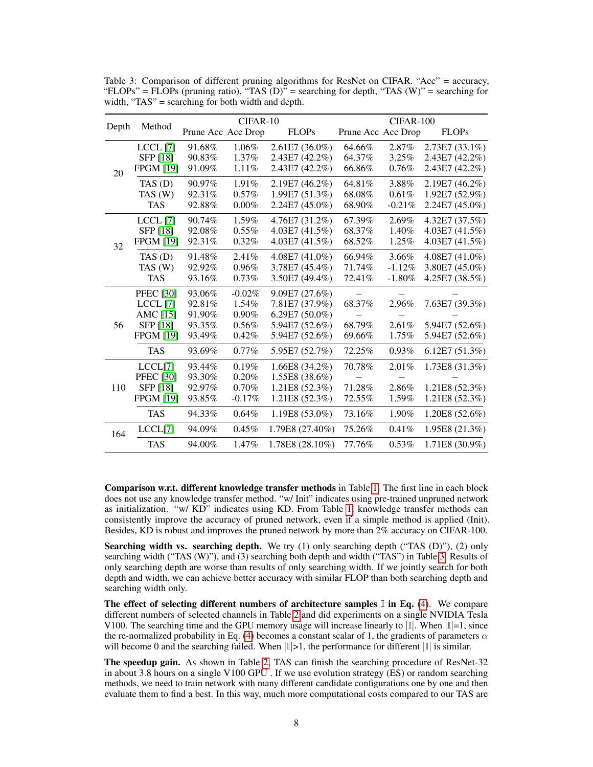Table 3: Comparison of different pruning algorithms for ResNet on CIFAR. "Acc" = accuracy, "FLOPs" = FLOPs (pruning ratio), "TAS (D)" = searching for depth, "TAS (W)" = searching for width, "TAS" = searching for both width and depth.

| Depth | Method | CIFAR-10 | | | CIFAR-100 | | |
|---|---|---|---|---|---|---|---|
| | | Prune Acc | Acc Drop | FLOPs | Prune Acc | Acc Drop | FLOPs |
| 20 | LCCL [7] | 91.68% | 1.06% | 2.61E7 (36.0%) | 64.66% | 2.87% | 2.73E7 (33.1%) |
| | SFP [18] | 90.83% | 1.37% | 2.43E7 (42.2%) | 64.37% | 3.25% | 2.43E7 (42.2%) |
| | FPGM [19] | 91.09% | 1.11% | 2.43E7 (42.2%) | 66.86% | 0.76% | 2.43E7 (42.2%) |
| | TAS (D) | 90.97% | 1.91% | 2.19E7 (46.2%) | 64.81% | 3.88% | 2.19E7 (46.2%) |
| | TAS (W) | 92.31% | 0.57% | 1.99E7 (51.3%) | 68.08% | 0.61% | 1.92E7 (52.9%) |
| | TAS | 92.88% | 0.00% | 2.24E7 (45.0%) | 68.90% | -0.21% | 2.24E7 (45.0%) |
| 32 | LCCL [7] | 90.74% | 1.59% | 4.76E7 (31.2%) | 67.39% | 2.69% | 4.32E7 (37.5%) |
| | SFP [18] | 92.08% | 0.55% | 4.03E7 (41.5%) | 68.37% | 1.40% | 4.03E7 (41.5%) |
| | FPGM [19] | 92.31% | 0.32% | 4.03E7 (41.5%) | 68.52% | 1.25% | 4.03E7 (41.5%) |
| | TAS (D) | 91.48% | 2.41% | 4.08E7 (41.0%) | 66.94% | 3.66% | 4.08E7 (41.0%) |
| | TAS (W) | 92.92% | 0.96% | 3.78E7 (45.4%) | 71.74% | -1.12% | 3.80E7 (45.0%) |
| | TAS | 93.16% | 0.73% | 3.50E7 (49.4%) | 72.41% | -1.80% | 4.25E7 (38.5%) |
| 56 | PFEC [30] | 93.06% | -0.02% | 9.09E7 (27.6%) | – | – | – |
| | LCCL [7] | 92.81% | 1.54% | 7.81E7 (37.9%) | 68.37% | 2.96% | 7.63E7 (39.3%) |
| | AMC [15] | 91.90% | 0.90% | 6.29E7 (50.0%) | – | – | – |
| | SFP [18] | 93.35% | 0.56% | 5.94E7 (52.6%) | 68.79% | 2.61% | 5.94E7 (52.6%) |
| | FPGM [19] | 93.49% | 0.42% | 5.94E7 (52.6%) | 69.66% | 1.75% | 5.94E7 (52.6%) |
| | TAS | 93.69% | 0.77% | 5.95E7 (52.7%) | 72.25% | 0.93% | 6.12E7 (51.3%) |
| 110 | LCCL[7] | 93.44% | 0.19% | 1.66E8 (34.2%) | 70.78% | 2.01% | 1.73E8 (31.3%) |
| | PFEC [30] | 93.30% | 0.20% | 1.55E8 (38.6%) | – | – | – |
| | SFP [18] | 92.97% | 0.70% | 1.21E8 (52.3%) | 71.28% | 2.86% | 1.21E8 (52.3%) |
| | FPGM [19] | 93.85% | -0.17% | 1.21E8 (52.3%) | 72.55% | 1.59% | 1.21E8 (52.3%) |
| | TAS | 94.33% | 0.64% | 1.19E8 (53.0%) | 73.16% | 1.90% | 1.20E8 (52.6%) |
| 164 | LCCL[7] | 94.09% | 0.45% | 1.79E8 (27.40%) | 75.26% | 0.41% | 1.95E8 (21.3%) |
| | TAS | 94.00% | 1.47% | 1.78E8 (28.10%) | 77.76% | 0.53% | 1.71E8 (30.9%) |

**Comparison w.r.t. different knowledge transfer methods** in Table 1. The first line in each block does not use any knowledge transfer method. "w/ Init" indicates using pre-trained unpruned network as initialization. "w/ KD" indicates using KD. From Table 1, knowledge transfer methods can consistently improve the accuracy of pruned network, even if a simple method is applied (Init). Besides, KD is robust and improves the pruned network by more than 2% accuracy on CIFAR-100.

**Searching width vs. searching depth.** We try (1) only searching depth ("TAS (D)"), (2) only searching width ("TAS (W)"), and (3) searching both depth and width ("TAS") in Table 3. Results of only searching depth are worse than results of only searching width. If we jointly search for both depth and width, we can achieve better accuracy with similar FLOP than both searching depth and searching width only.

**The effect of selecting different numbers of architecture samples $\mathbb{I}$ in Eq. (4).** We compare different numbers of selected channels in Table 2 and did experiments on a single NVIDIA Tesla V100. The searching time and the GPU memory usage will increase linearly to $|\mathbb{I}|$. When $|\mathbb{I}|$=1, since the re-normalized probability in Eq. (4) becomes a constant scalar of 1, the gradients of parameters $\alpha$ will become 0 and the searching failed. When $|\mathbb{I}|$>1, the performance for different $|\mathbb{I}|$ is similar.

**The speedup gain.** As shown in Table 2, TAS can finish the searching procedure of ResNet-32 in about 3.8 hours on a single V100 GPU . If we use evolution strategy (ES) or random searching methods, we need to train network with many different candidate configurations one by one and then evaluate them to find a best. In this way, much more computational costs compared to our TAS are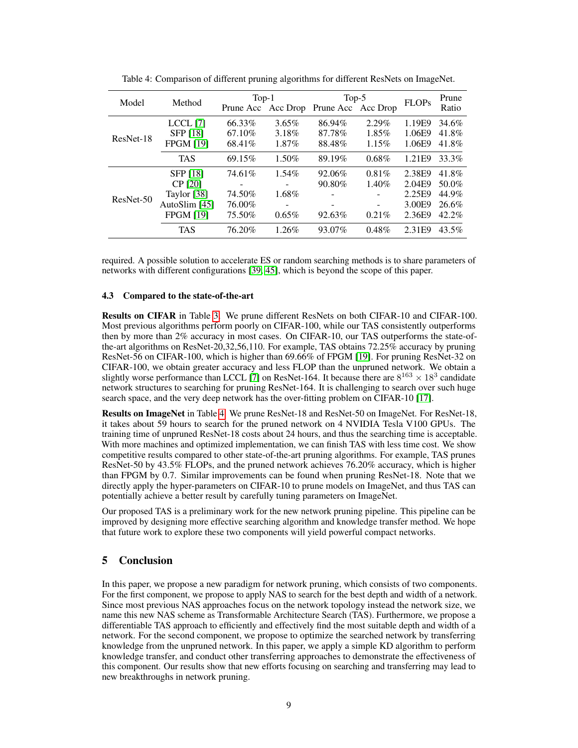Table 4: Comparison of different pruning algorithms for different ResNets on ImageNet.

| Model | Method | Top-1 | | Top-5 | | FLOPs | Prune Ratio |
|---|---|---|---|---|---|---|---|
| | | Prune Acc | Acc Drop | Prune Acc | Acc Drop | | |
| ResNet-18 | LCCL [7] | 66.33% | 3.65% | 86.94% | 2.29% | 1.19E9 | 34.6% |
| | SFP [18] | 67.10% | 3.18% | 87.78% | 1.85% | 1.06E9 | 41.8% |
| | FPGM [19] | 68.41% | 1.87% | 88.48% | 1.15% | 1.06E9 | 41.8% |
| | TAS | 69.15% | 1.50% | 89.19% | 0.68% | 1.21E9 | 33.3% |
| ResNet-50 | SFP [18] | 74.61% | 1.54% | 92.06% | 0.81% | 2.38E9 | 41.8% |
| | CP [20] | - | - | 90.80% | 1.40% | 2.04E9 | 50.0% |
| | Taylor [38] | 74.50% | 1.68% | - | - | 2.25E9 | 44.9% |
| | AutoSlim [45] | 76.00% | - | - | - | 3.00E9 | 26.6% |
| | FPGM [19] | 75.50% | 0.65% | 92.63% | 0.21% | 2.36E9 | 42.2% |
| | TAS | 76.20% | 1.26% | 93.07% | 0.48% | 2.31E9 | 43.5% |

required. A possible solution to accelerate ES or random searching methods is to share parameters of networks with different configurations [39, 45], which is beyond the scope of this paper.

### 4.3 Compared to the state-of-the-art

**Results on CIFAR** in Table 3. We prune different ResNets on both CIFAR-10 and CIFAR-100. Most previous algorithms perform poorly on CIFAR-100, while our TAS consistently outperforms then by more than 2% accuracy in most cases. On CIFAR-10, our TAS outperforms the state-of-the-art algorithms on ResNet-20,32,56,110. For example, TAS obtains 72.25% accuracy by pruning ResNet-56 on CIFAR-100, which is higher than 69.66% of FPGM [19]. For pruning ResNet-32 on CIFAR-100, we obtain greater accuracy and less FLOP than the unpruned network. We obtain a slightly worse performance than LCCL [7] on ResNet-164. It because there are $8^{163} \times 18^{3}$ candidate network structures to searching for pruning ResNet-164. It is challenging to search over such huge search space, and the very deep network has the over-fitting problem on CIFAR-10 [17].

**Results on ImageNet** in Table 4. We prune ResNet-18 and ResNet-50 on ImageNet. For ResNet-18, it takes about 59 hours to search for the pruned network on 4 NVIDIA Tesla V100 GPUs. The training time of unpruned ResNet-18 costs about 24 hours, and thus the searching time is acceptable. With more machines and optimized implementation, we can finish TAS with less time cost. We show competitive results compared to other state-of-the-art pruning algorithms. For example, TAS prunes ResNet-50 by 43.5% FLOPs, and the pruned network achieves 76.20% accuracy, which is higher than FPGM by 0.7. Similar improvements can be found when pruning ResNet-18. Note that we directly apply the hyper-parameters on CIFAR-10 to prune models on ImageNet, and thus TAS can potentially achieve a better result by carefully tuning parameters on ImageNet.

Our proposed TAS is a preliminary work for the new network pruning pipeline. This pipeline can be improved by designing more effective searching algorithm and knowledge transfer method. We hope that future work to explore these two components will yield powerful compact networks.

## 5 Conclusion

In this paper, we propose a new paradigm for network pruning, which consists of two components. For the first component, we propose to apply NAS to search for the best depth and width of a network. Since most previous NAS approaches focus on the network topology instead the network size, we name this new NAS scheme as Transformable Architecture Search (TAS). Furthermore, we propose a differentiable TAS approach to efficiently and effectively find the most suitable depth and width of a network. For the second component, we propose to optimize the searched network by transferring knowledge from the unpruned network. In this paper, we apply a simple KD algorithm to perform knowledge transfer, and conduct other transferring approaches to demonstrate the effectiveness of this component. Our results show that new efforts focusing on searching and transferring may lead to new breakthroughs in network pruning.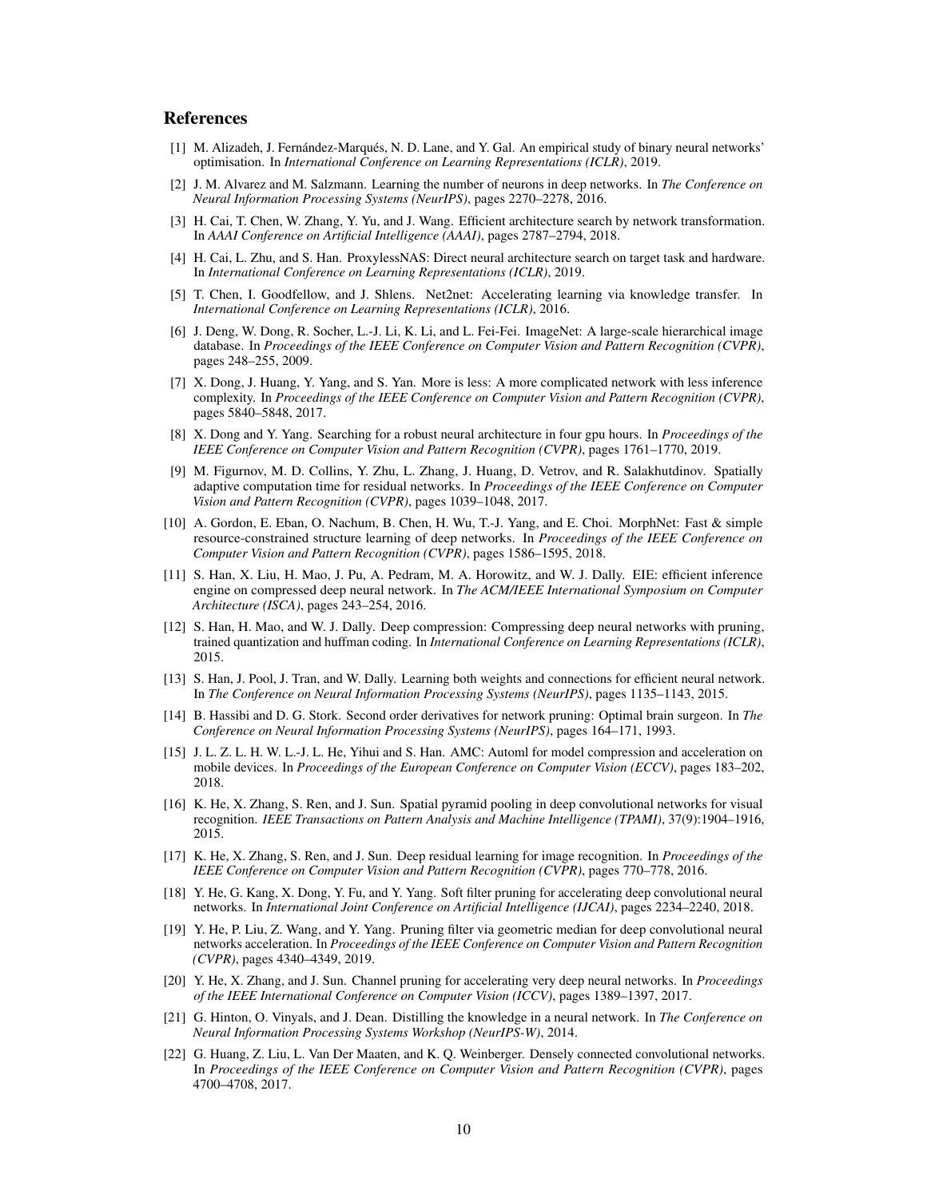## References

[1] M. Alizadeh, J. Fernández-Marqués, N. D. Lane, and Y. Gal. An empirical study of binary neural networks' optimisation. In *International Conference on Learning Representations (ICLR)*, 2019.

[2] J. M. Alvarez and M. Salzmann. Learning the number of neurons in deep networks. In *The Conference on Neural Information Processing Systems (NeurIPS)*, pages 2270–2278, 2016.

[3] H. Cai, T. Chen, W. Zhang, Y. Yu, and J. Wang. Efficient architecture search by network transformation. In *AAAI Conference on Artificial Intelligence (AAAI)*, pages 2787–2794, 2018.

[4] H. Cai, L. Zhu, and S. Han. ProxylessNAS: Direct neural architecture search on target task and hardware. In *International Conference on Learning Representations (ICLR)*, 2019.

[5] T. Chen, I. Goodfellow, and J. Shlens. Net2net: Accelerating learning via knowledge transfer. In *International Conference on Learning Representations (ICLR)*, 2016.

[6] J. Deng, W. Dong, R. Socher, L.-J. Li, K. Li, and L. Fei-Fei. ImageNet: A large-scale hierarchical image database. In *Proceedings of the IEEE Conference on Computer Vision and Pattern Recognition (CVPR)*, pages 248–255, 2009.

[7] X. Dong, J. Huang, Y. Yang, and S. Yan. More is less: A more complicated network with less inference complexity. In *Proceedings of the IEEE Conference on Computer Vision and Pattern Recognition (CVPR)*, pages 5840–5848, 2017.

[8] X. Dong and Y. Yang. Searching for a robust neural architecture in four gpu hours. In *Proceedings of the IEEE Conference on Computer Vision and Pattern Recognition (CVPR)*, pages 1761–1770, 2019.

[9] M. Figurnov, M. D. Collins, Y. Zhu, L. Zhang, J. Huang, D. Vetrov, and R. Salakhutdinov. Spatially adaptive computation time for residual networks. In *Proceedings of the IEEE Conference on Computer Vision and Pattern Recognition (CVPR)*, pages 1039–1048, 2017.

[10] A. Gordon, E. Eban, O. Nachum, B. Chen, H. Wu, T.-J. Yang, and E. Choi. MorphNet: Fast & simple resource-constrained structure learning of deep networks. In *Proceedings of the IEEE Conference on Computer Vision and Pattern Recognition (CVPR)*, pages 1586–1595, 2018.

[11] S. Han, X. Liu, H. Mao, J. Pu, A. Pedram, M. A. Horowitz, and W. J. Dally. EIE: efficient inference engine on compressed deep neural network. In *The ACM/IEEE International Symposium on Computer Architecture (ISCA)*, pages 243–254, 2016.

[12] S. Han, H. Mao, and W. J. Dally. Deep compression: Compressing deep neural networks with pruning, trained quantization and huffman coding. In *International Conference on Learning Representations (ICLR)*, 2015.

[13] S. Han, J. Pool, J. Tran, and W. Dally. Learning both weights and connections for efficient neural network. In *The Conference on Neural Information Processing Systems (NeurIPS)*, pages 1135–1143, 2015.

[14] B. Hassibi and D. G. Stork. Second order derivatives for network pruning: Optimal brain surgeon. In *The Conference on Neural Information Processing Systems (NeurIPS)*, pages 164–171, 1993.

[15] J. L. Z. L. H. W. L.-J. L. He, Yihui and S. Han. AMC: Automl for model compression and acceleration on mobile devices. In *Proceedings of the European Conference on Computer Vision (ECCV)*, pages 183–202, 2018.

[16] K. He, X. Zhang, S. Ren, and J. Sun. Spatial pyramid pooling in deep convolutional networks for visual recognition. *IEEE Transactions on Pattern Analysis and Machine Intelligence (TPAMI)*, 37(9):1904–1916, 2015.

[17] K. He, X. Zhang, S. Ren, and J. Sun. Deep residual learning for image recognition. In *Proceedings of the IEEE Conference on Computer Vision and Pattern Recognition (CVPR)*, pages 770–778, 2016.

[18] Y. He, G. Kang, X. Dong, Y. Fu, and Y. Yang. Soft filter pruning for accelerating deep convolutional neural networks. In *International Joint Conference on Artificial Intelligence (IJCAI)*, pages 2234–2240, 2018.

[19] Y. He, P. Liu, Z. Wang, and Y. Yang. Pruning filter via geometric median for deep convolutional neural networks acceleration. In *Proceedings of the IEEE Conference on Computer Vision and Pattern Recognition (CVPR)*, pages 4340–4349, 2019.

[20] Y. He, X. Zhang, and J. Sun. Channel pruning for accelerating very deep neural networks. In *Proceedings of the IEEE International Conference on Computer Vision (ICCV)*, pages 1389–1397, 2017.

[21] G. Hinton, O. Vinyals, and J. Dean. Distilling the knowledge in a neural network. In *The Conference on Neural Information Processing Systems Workshop (NeurIPS-W)*, 2014.

[22] G. Huang, Z. Liu, L. Van Der Maaten, and K. Q. Weinberger. Densely connected convolutional networks. In *Proceedings of the IEEE Conference on Computer Vision and Pattern Recognition (CVPR)*, pages 4700–4708, 2017.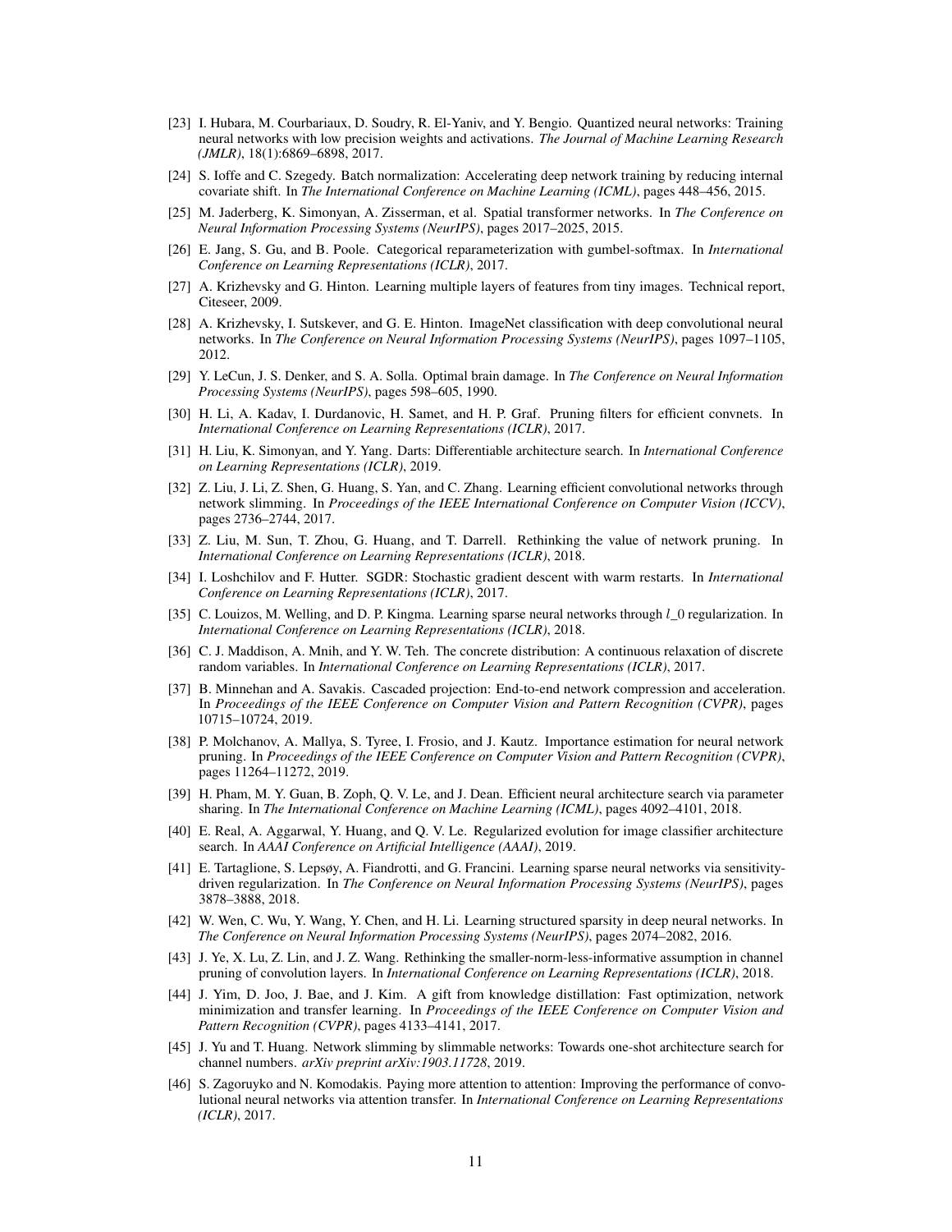[23] I. Hubara, M. Courbariaux, D. Soudry, R. El-Yaniv, and Y. Bengio. Quantized neural networks: Training neural networks with low precision weights and activations. *The Journal of Machine Learning Research (JMLR)*, 18(1):6869–6898, 2017.

[24] S. Ioffe and C. Szegedy. Batch normalization: Accelerating deep network training by reducing internal covariate shift. In *The International Conference on Machine Learning (ICML)*, pages 448–456, 2015.

[25] M. Jaderberg, K. Simonyan, A. Zisserman, et al. Spatial transformer networks. In *The Conference on Neural Information Processing Systems (NeurIPS)*, pages 2017–2025, 2015.

[26] E. Jang, S. Gu, and B. Poole. Categorical reparameterization with gumbel-softmax. In *International Conference on Learning Representations (ICLR)*, 2017.

[27] A. Krizhevsky and G. Hinton. Learning multiple layers of features from tiny images. Technical report, Citeseer, 2009.

[28] A. Krizhevsky, I. Sutskever, and G. E. Hinton. ImageNet classification with deep convolutional neural networks. In *The Conference on Neural Information Processing Systems (NeurIPS)*, pages 1097–1105, 2012.

[29] Y. LeCun, J. S. Denker, and S. A. Solla. Optimal brain damage. In *The Conference on Neural Information Processing Systems (NeurIPS)*, pages 598–605, 1990.

[30] H. Li, A. Kadav, I. Durdanovic, H. Samet, and H. P. Graf. Pruning filters for efficient convnets. In *International Conference on Learning Representations (ICLR)*, 2017.

[31] H. Liu, K. Simonyan, and Y. Yang. Darts: Differentiable architecture search. In *International Conference on Learning Representations (ICLR)*, 2019.

[32] Z. Liu, J. Li, Z. Shen, G. Huang, S. Yan, and C. Zhang. Learning efficient convolutional networks through network slimming. In *Proceedings of the IEEE International Conference on Computer Vision (ICCV)*, pages 2736–2744, 2017.

[33] Z. Liu, M. Sun, T. Zhou, G. Huang, and T. Darrell. Rethinking the value of network pruning. In *International Conference on Learning Representations (ICLR)*, 2018.

[34] I. Loshchilov and F. Hutter. SGDR: Stochastic gradient descent with warm restarts. In *International Conference on Learning Representations (ICLR)*, 2017.

[35] C. Louizos, M. Welling, and D. P. Kingma. Learning sparse neural networks through $l\_0$ regularization. In *International Conference on Learning Representations (ICLR)*, 2018.

[36] C. J. Maddison, A. Mnih, and Y. W. Teh. The concrete distribution: A continuous relaxation of discrete random variables. In *International Conference on Learning Representations (ICLR)*, 2017.

[37] B. Minnehan and A. Savakis. Cascaded projection: End-to-end network compression and acceleration. In *Proceedings of the IEEE Conference on Computer Vision and Pattern Recognition (CVPR)*, pages 10715–10724, 2019.

[38] P. Molchanov, A. Mallya, S. Tyree, I. Frosio, and J. Kautz. Importance estimation for neural network pruning. In *Proceedings of the IEEE Conference on Computer Vision and Pattern Recognition (CVPR)*, pages 11264–11272, 2019.

[39] H. Pham, M. Y. Guan, B. Zoph, Q. V. Le, and J. Dean. Efficient neural architecture search via parameter sharing. In *The International Conference on Machine Learning (ICML)*, pages 4092–4101, 2018.

[40] E. Real, A. Aggarwal, Y. Huang, and Q. V. Le. Regularized evolution for image classifier architecture search. In *AAAI Conference on Artificial Intelligence (AAAI)*, 2019.

[41] E. Tartaglione, S. Lepsøy, A. Fiandrotti, and G. Francini. Learning sparse neural networks via sensitivity-driven regularization. In *The Conference on Neural Information Processing Systems (NeurIPS)*, pages 3878–3888, 2018.

[42] W. Wen, C. Wu, Y. Wang, Y. Chen, and H. Li. Learning structured sparsity in deep neural networks. In *The Conference on Neural Information Processing Systems (NeurIPS)*, pages 2074–2082, 2016.

[43] J. Ye, X. Lu, Z. Lin, and J. Z. Wang. Rethinking the smaller-norm-less-informative assumption in channel pruning of convolution layers. In *International Conference on Learning Representations (ICLR)*, 2018.

[44] J. Yim, D. Joo, J. Bae, and J. Kim. A gift from knowledge distillation: Fast optimization, network minimization and transfer learning. In *Proceedings of the IEEE Conference on Computer Vision and Pattern Recognition (CVPR)*, pages 4133–4141, 2017.

[45] J. Yu and T. Huang. Network slimming by slimmable networks: Towards one-shot architecture search for channel numbers. *arXiv preprint arXiv:1903.11728*, 2019.

[46] S. Zagoruyko and N. Komodakis. Paying more attention to attention: Improving the performance of convolutional neural networks via attention transfer. In *International Conference on Learning Representations (ICLR)*, 2017.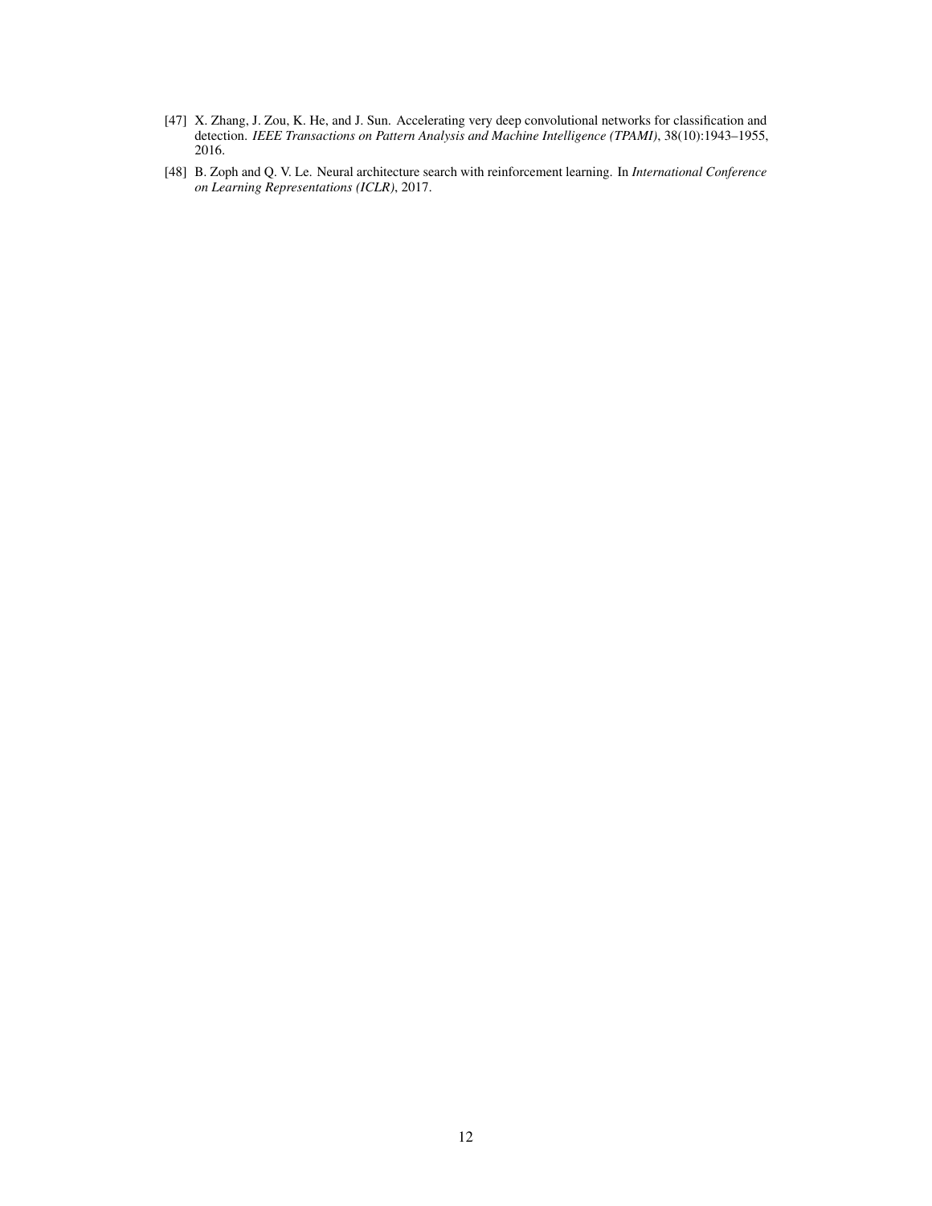[47] X. Zhang, J. Zou, K. He, and J. Sun. Accelerating very deep convolutional networks for classification and detection. *IEEE Transactions on Pattern Analysis and Machine Intelligence (TPAMI)*, 38(10):1943–1955, 2016.

[48] B. Zoph and Q. V. Le. Neural architecture search with reinforcement learning. In *International Conference on Learning Representations (ICLR)*, 2017.